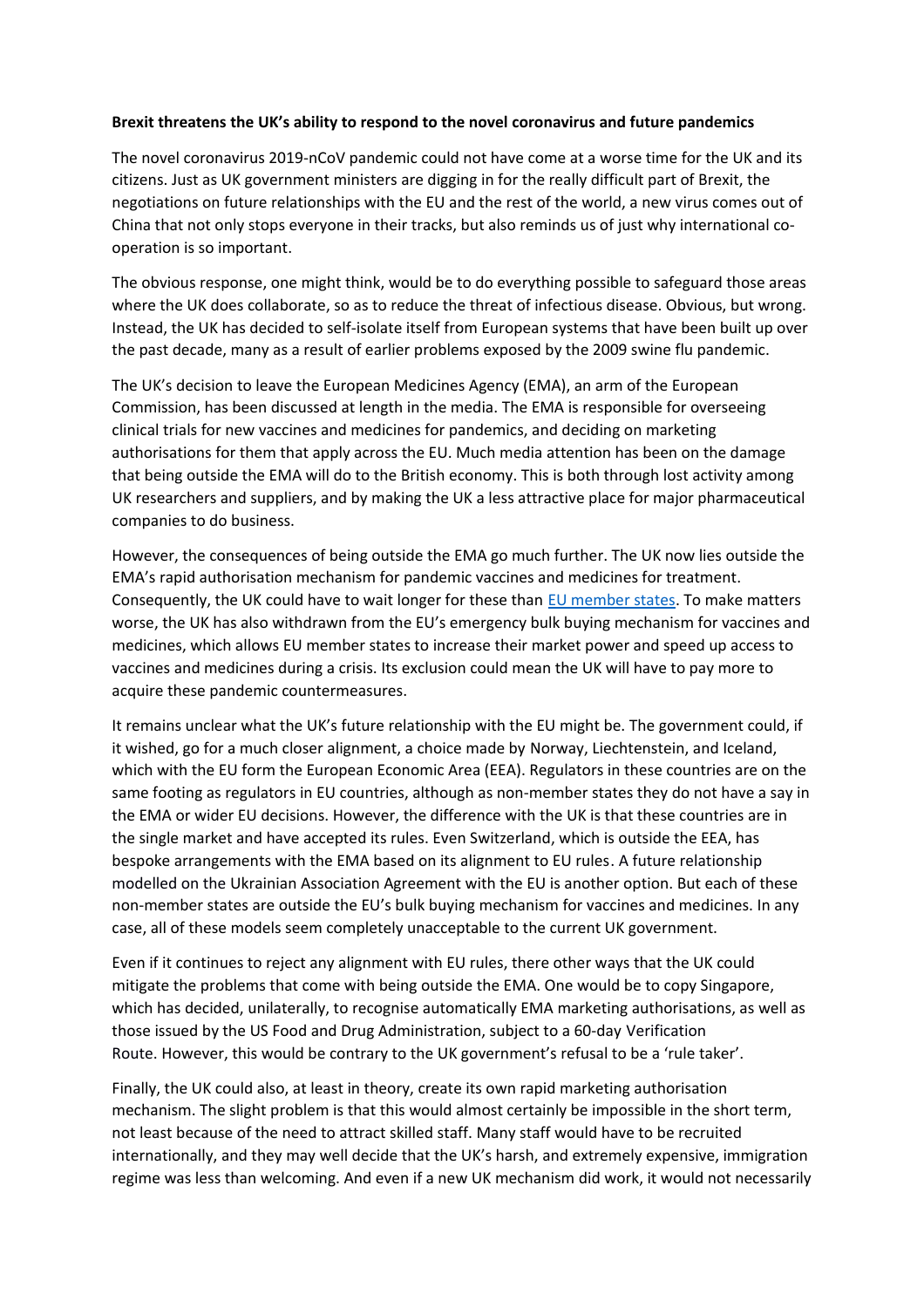**Brexit threatens the UK's ability to respond to the novel coronavirus and future pandemics**

The novel coronavirus 2019-nCoV pandemic could not have come at a worse time for the UK and its citizens. Just as UK government ministers are digging in for the really difficult part of Brexit, the negotiations on future relationships with the EU and the rest of the world, a new virus comes out of China that not only stops everyone in their tracks, but also reminds us of just why international co-operation is so important.

The obvious response, one might think, would be to do everything possible to safeguard those areas where the UK does collaborate, so as to reduce the threat of infectious disease. Obvious, but wrong. Instead, the UK has decided to self-isolate itself from European systems that have been built up over the past decade, many as a result of earlier problems exposed by the 2009 swine flu pandemic.

The UK's decision to leave the European Medicines Agency (EMA), an arm of the European Commission, has been discussed at length in the media. The EMA is responsible for overseeing clinical trials for new vaccines and medicines for pandemics, and deciding on marketing authorisations for them that apply across the EU. Much media attention has been on the damage that being outside the EMA will do to the British economy. This is both through lost activity among UK researchers and suppliers, and by making the UK a less attractive place for major pharmaceutical companies to do business.

However, the consequences of being outside the EMA go much further. The UK now lies outside the EMA's rapid authorisation mechanism for pandemic vaccines and medicines for treatment. Consequently, the UK could have to wait longer for these than EU member states. To make matters worse, the UK has also withdrawn from the EU's emergency bulk buying mechanism for vaccines and medicines, which allows EU member states to increase their market power and speed up access to vaccines and medicines during a crisis. Its exclusion could mean the UK will have to pay more to acquire these pandemic countermeasures.

It remains unclear what the UK's future relationship with the EU might be. The government could, if it wished, go for a much closer alignment, a choice made by Norway, Liechtenstein, and Iceland, which with the EU form the European Economic Area (EEA). Regulators in these countries are on the same footing as regulators in EU countries, although as non-member states they do not have a say in the EMA or wider EU decisions. However, the difference with the UK is that these countries are in the single market and have accepted its rules. Even Switzerland, which is outside the EEA, has bespoke arrangements with the EMA based on its alignment to EU rules. A future relationship modelled on the Ukrainian Association Agreement with the EU is another option. But each of these non-member states are outside the EU's bulk buying mechanism for vaccines and medicines. In any case, all of these models seem completely unacceptable to the current UK government.

Even if it continues to reject any alignment with EU rules, there other ways that the UK could mitigate the problems that come with being outside the EMA. One would be to copy Singapore, which has decided, unilaterally, to recognise automatically EMA marketing authorisations, as well as those issued by the US Food and Drug Administration, subject to a 60-day Verification Route. However, this would be contrary to the UK government's refusal to be a 'rule taker'.

Finally, the UK could also, at least in theory, create its own rapid marketing authorisation mechanism. The slight problem is that this would almost certainly be impossible in the short term, not least because of the need to attract skilled staff. Many staff would have to be recruited internationally, and they may well decide that the UK's harsh, and extremely expensive, immigration regime was less than welcoming. And even if a new UK mechanism did work, it would not necessarily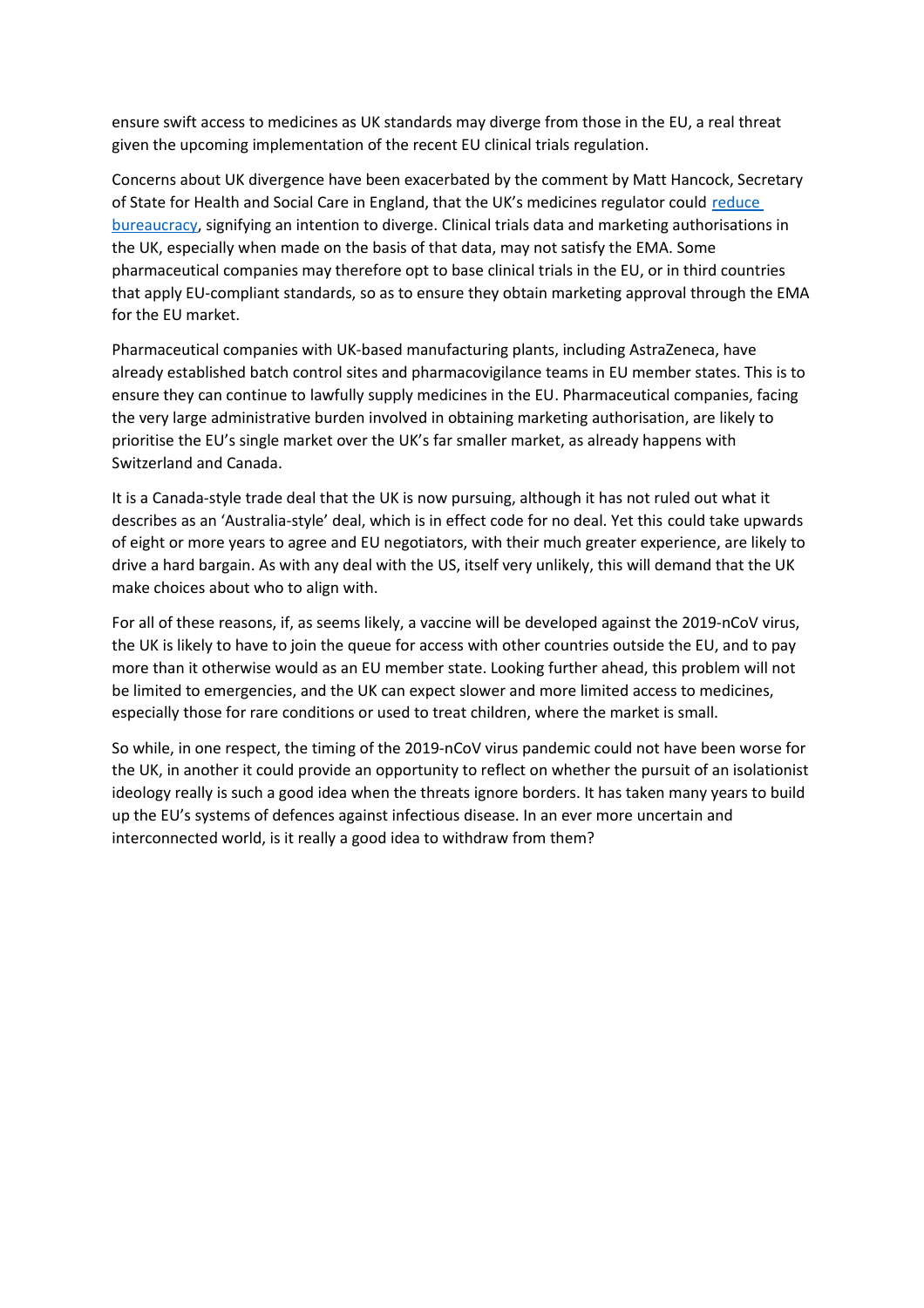ensure swift access to medicines as UK standards may diverge from those in the EU, a real threat given the upcoming implementation of the recent EU clinical trials regulation.

Concerns about UK divergence have been exacerbated by the comment by Matt Hancock, Secretary of State for Health and Social Care in England, that the UK's medicines regulator could reduce bureaucracy, signifying an intention to diverge. Clinical trials data and marketing authorisations in the UK, especially when made on the basis of that data, may not satisfy the EMA. Some pharmaceutical companies may therefore opt to base clinical trials in the EU, or in third countries that apply EU-compliant standards, so as to ensure they obtain marketing approval through the EMA for the EU market.

Pharmaceutical companies with UK-based manufacturing plants, including AstraZeneca, have already established batch control sites and pharmacovigilance teams in EU member states. This is to ensure they can continue to lawfully supply medicines in the EU. Pharmaceutical companies, facing the very large administrative burden involved in obtaining marketing authorisation, are likely to prioritise the EU's single market over the UK's far smaller market, as already happens with Switzerland and Canada.

It is a Canada-style trade deal that the UK is now pursuing, although it has not ruled out what it describes as an 'Australia-style' deal, which is in effect code for no deal. Yet this could take upwards of eight or more years to agree and EU negotiators, with their much greater experience, are likely to drive a hard bargain. As with any deal with the US, itself very unlikely, this will demand that the UK make choices about who to align with.

For all of these reasons, if, as seems likely, a vaccine will be developed against the 2019-nCoV virus, the UK is likely to have to join the queue for access with other countries outside the EU, and to pay more than it otherwise would as an EU member state. Looking further ahead, this problem will not be limited to emergencies, and the UK can expect slower and more limited access to medicines, especially those for rare conditions or used to treat children, where the market is small.

So while, in one respect, the timing of the 2019-nCoV virus pandemic could not have been worse for the UK, in another it could provide an opportunity to reflect on whether the pursuit of an isolationist ideology really is such a good idea when the threats ignore borders. It has taken many years to build up the EU's systems of defences against infectious disease. In an ever more uncertain and interconnected world, is it really a good idea to withdraw from them?